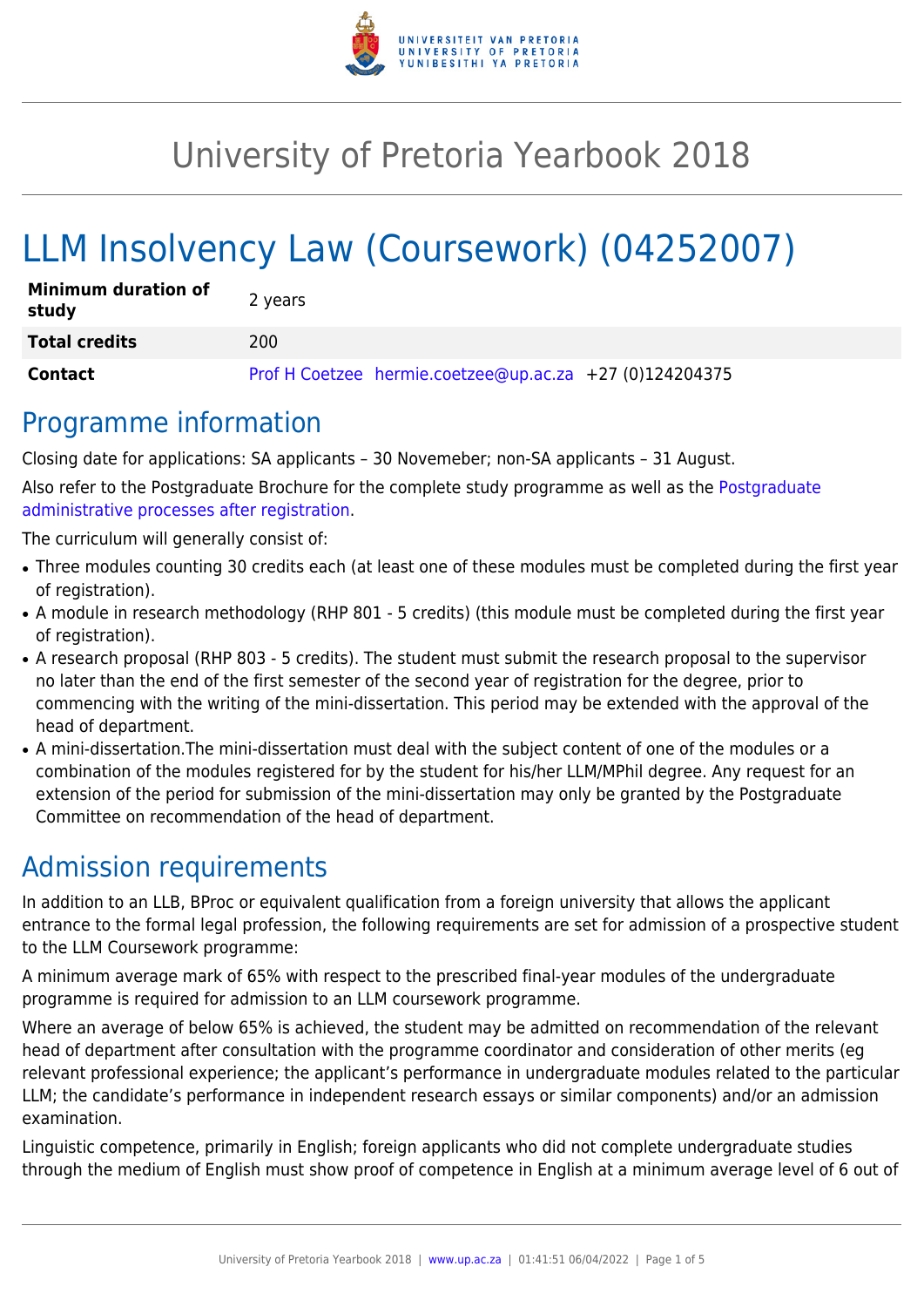# University of Pretoria Yearbook 2018

# LLM Insolvency Law (Coursework) (04252007)

| **Minimum duration of study** | 2 years |
|---|---|
| **Total credits** | 200 |
| **Contact** | Prof H Coetzee hermie.coetzee@up.ac.za +27 (0)124204375 |

## Programme information

Closing date for applications: SA applicants – 30 Novemeber; non-SA applicants – 31 August.

Also refer to the Postgraduate Brochure for the complete study programme as well as the Postgraduate administrative processes after registration.

The curriculum will generally consist of:

- Three modules counting 30 credits each (at least one of these modules must be completed during the first year of registration).
- A module in research methodology (RHP 801 - 5 credits) (this module must be completed during the first year of registration).
- A research proposal (RHP 803 - 5 credits). The student must submit the research proposal to the supervisor no later than the end of the first semester of the second year of registration for the degree, prior to commencing with the writing of the mini-dissertation. This period may be extended with the approval of the head of department.
- A mini-dissertation.The mini-dissertation must deal with the subject content of one of the modules or a combination of the modules registered for by the student for his/her LLM/MPhil degree. Any request for an extension of the period for submission of the mini-dissertation may only be granted by the Postgraduate Committee on recommendation of the head of department.

## Admission requirements

In addition to an LLB, BProc or equivalent qualification from a foreign university that allows the applicant entrance to the formal legal profession, the following requirements are set for admission of a prospective student to the LLM Coursework programme:

A minimum average mark of 65% with respect to the prescribed final-year modules of the undergraduate programme is required for admission to an LLM coursework programme.

Where an average of below 65% is achieved, the student may be admitted on recommendation of the relevant head of department after consultation with the programme coordinator and consideration of other merits (eg relevant professional experience; the applicant's performance in undergraduate modules related to the particular LLM; the candidate's performance in independent research essays or similar components) and/or an admission examination.

Linguistic competence, primarily in English; foreign applicants who did not complete undergraduate studies through the medium of English must show proof of competence in English at a minimum average level of 6 out of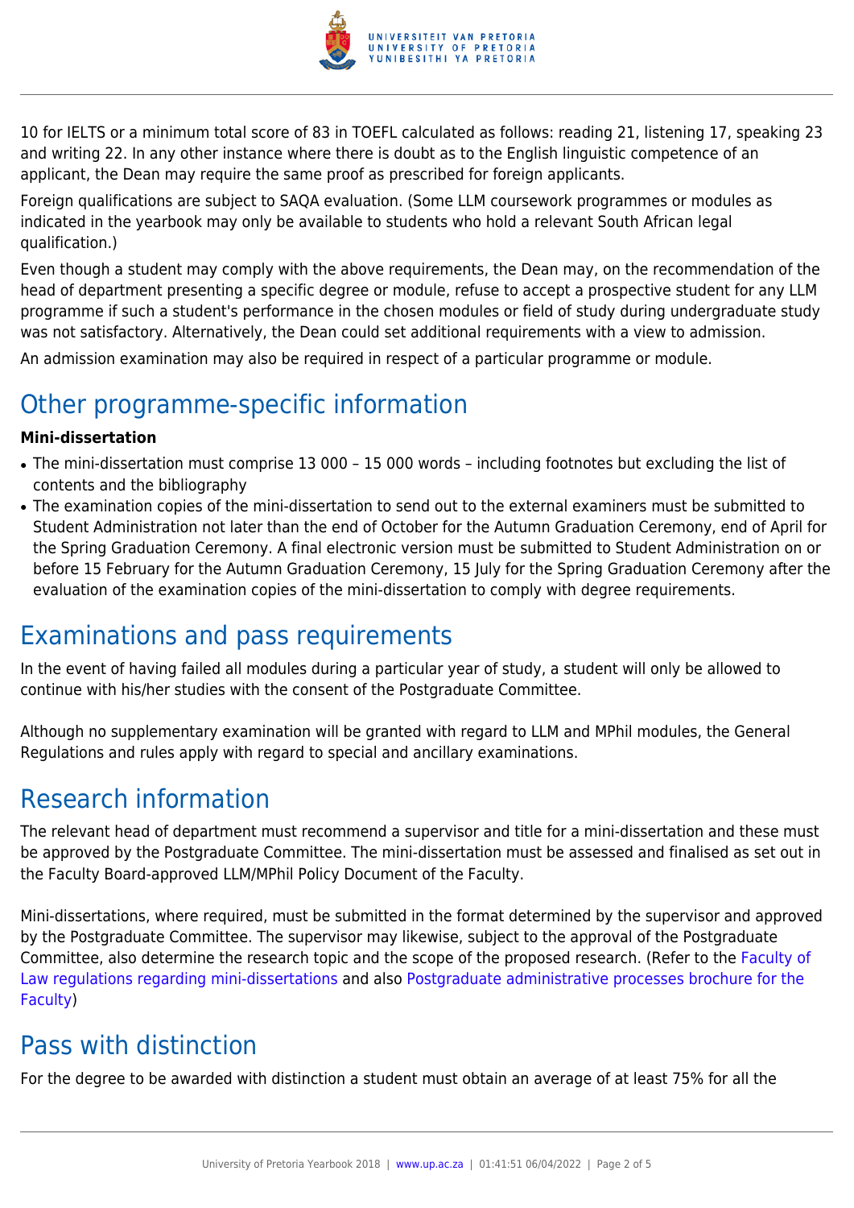10 for IELTS or a minimum total score of 83 in TOEFL calculated as follows: reading 21, listening 17, speaking 23 and writing 22. In any other instance where there is doubt as to the English linguistic competence of an applicant, the Dean may require the same proof as prescribed for foreign applicants.

Foreign qualifications are subject to SAQA evaluation. (Some LLM coursework programmes or modules as indicated in the yearbook may only be available to students who hold a relevant South African legal qualification.)

Even though a student may comply with the above requirements, the Dean may, on the recommendation of the head of department presenting a specific degree or module, refuse to accept a prospective student for any LLM programme if such a student's performance in the chosen modules or field of study during undergraduate study was not satisfactory. Alternatively, the Dean could set additional requirements with a view to admission.

An admission examination may also be required in respect of a particular programme or module.

## Other programme-specific information

**Mini-dissertation**

- The mini-dissertation must comprise 13 000 – 15 000 words – including footnotes but excluding the list of contents and the bibliography
- The examination copies of the mini-dissertation to send out to the external examiners must be submitted to Student Administration not later than the end of October for the Autumn Graduation Ceremony, end of April for the Spring Graduation Ceremony. A final electronic version must be submitted to Student Administration on or before 15 February for the Autumn Graduation Ceremony, 15 July for the Spring Graduation Ceremony after the evaluation of the examination copies of the mini-dissertation to comply with degree requirements.

## Examinations and pass requirements

In the event of having failed all modules during a particular year of study, a student will only be allowed to continue with his/her studies with the consent of the Postgraduate Committee.

Although no supplementary examination will be granted with regard to LLM and MPhil modules, the General Regulations and rules apply with regard to special and ancillary examinations.

## Research information

The relevant head of department must recommend a supervisor and title for a mini-dissertation and these must be approved by the Postgraduate Committee. The mini-dissertation must be assessed and finalised as set out in the Faculty Board-approved LLM/MPhil Policy Document of the Faculty.

Mini-dissertations, where required, must be submitted in the format determined by the supervisor and approved by the Postgraduate Committee. The supervisor may likewise, subject to the approval of the Postgraduate Committee, also determine the research topic and the scope of the proposed research. (Refer to the Faculty of Law regulations regarding mini-dissertations and also Postgraduate administrative processes brochure for the Faculty)

## Pass with distinction

For the degree to be awarded with distinction a student must obtain an average of at least 75% for all the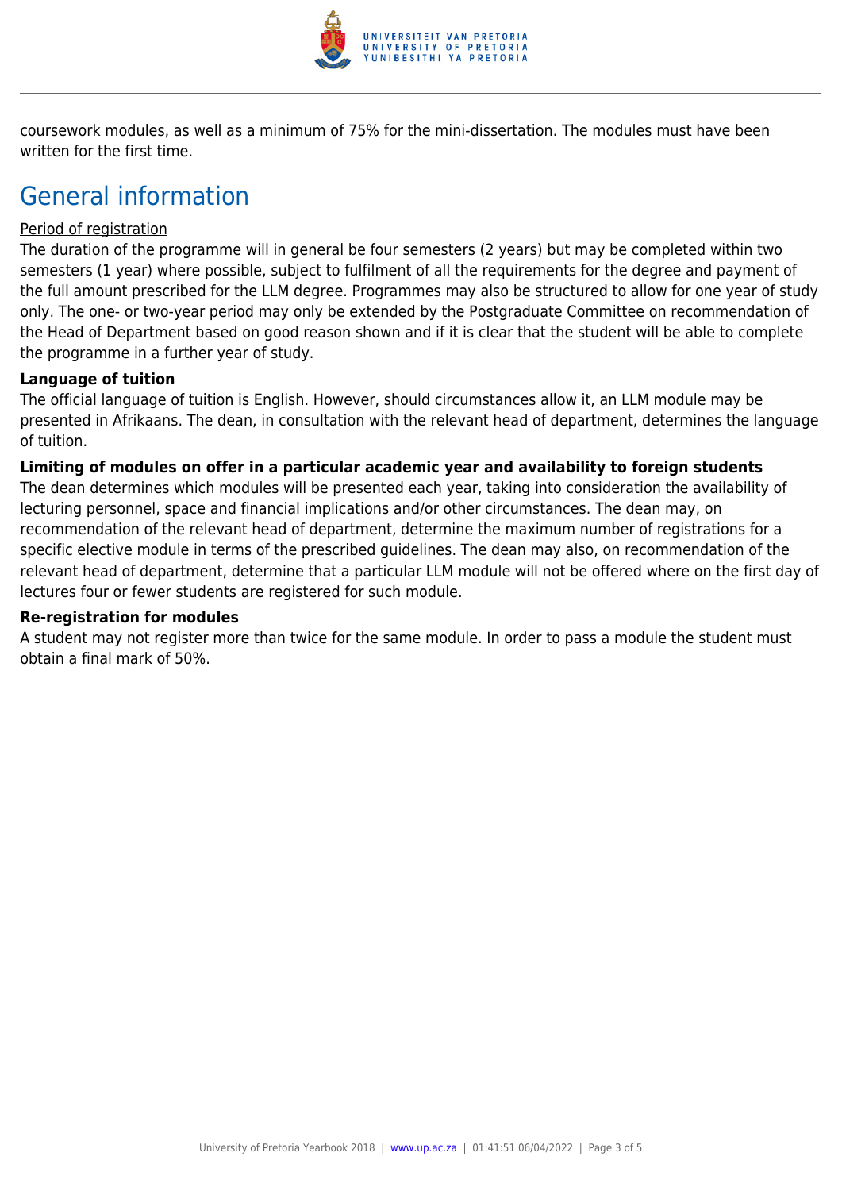coursework modules, as well as a minimum of 75% for the mini-dissertation. The modules must have been written for the first time.

# General information

Period of registration

The duration of the programme will in general be four semesters (2 years) but may be completed within two semesters (1 year) where possible, subject to fulfilment of all the requirements for the degree and payment of the full amount prescribed for the LLM degree. Programmes may also be structured to allow for one year of study only. The one- or two-year period may only be extended by the Postgraduate Committee on recommendation of the Head of Department based on good reason shown and if it is clear that the student will be able to complete the programme in a further year of study.

**Language of tuition**

The official language of tuition is English. However, should circumstances allow it, an LLM module may be presented in Afrikaans. The dean, in consultation with the relevant head of department, determines the language of tuition.

**Limiting of modules on offer in a particular academic year and availability to foreign students**

The dean determines which modules will be presented each year, taking into consideration the availability of lecturing personnel, space and financial implications and/or other circumstances. The dean may, on recommendation of the relevant head of department, determine the maximum number of registrations for a specific elective module in terms of the prescribed guidelines. The dean may also, on recommendation of the relevant head of department, determine that a particular LLM module will not be offered where on the first day of lectures four or fewer students are registered for such module.

**Re-registration for modules**

A student may not register more than twice for the same module. In order to pass a module the student must obtain a final mark of 50%.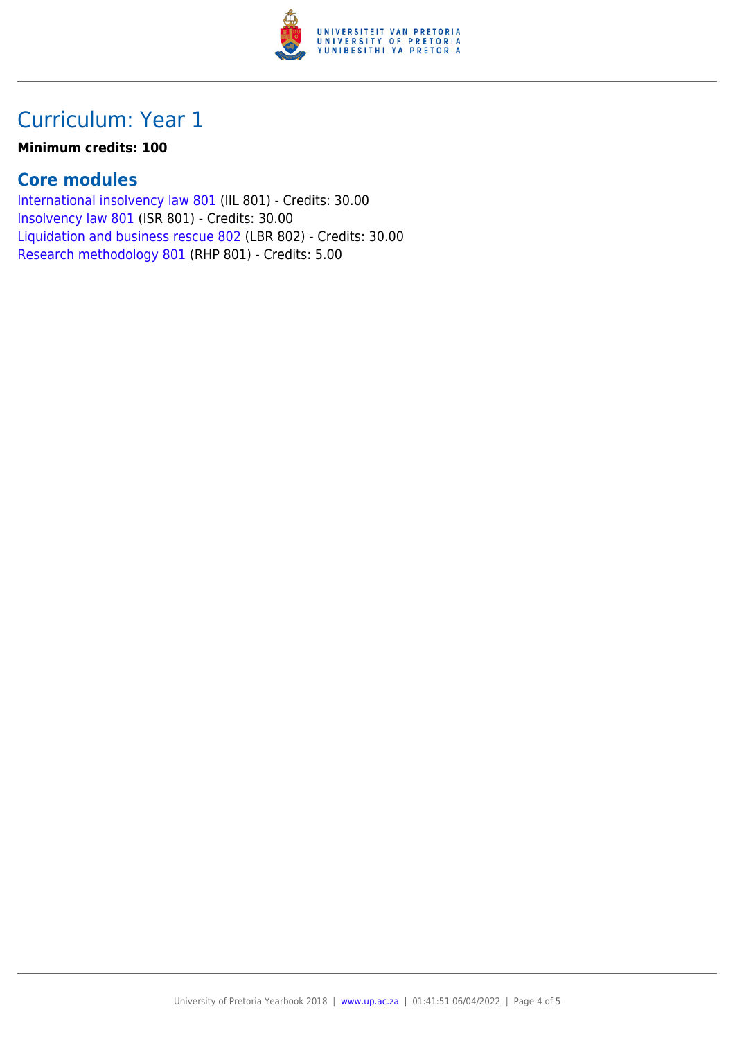# Curriculum: Year 1

**Minimum credits: 100**

## Core modules

International insolvency law 801 (IIL 801) - Credits: 30.00
Insolvency law 801 (ISR 801) - Credits: 30.00
Liquidation and business rescue 802 (LBR 802) - Credits: 30.00
Research methodology 801 (RHP 801) - Credits: 5.00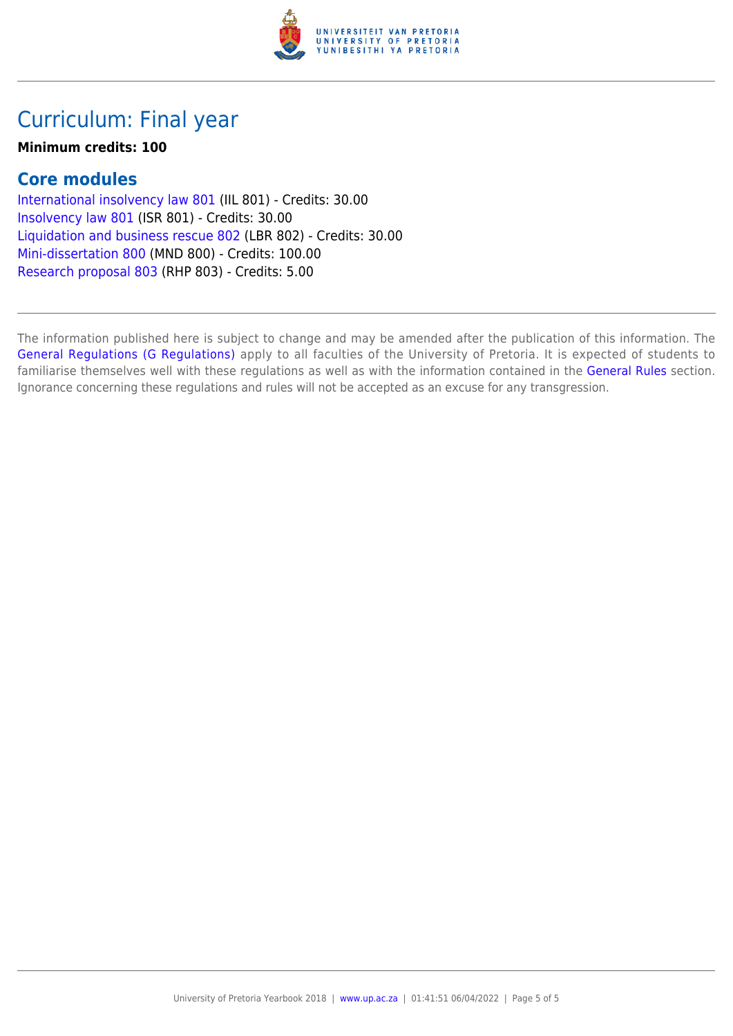## Curriculum: Final year

**Minimum credits: 100**

### Core modules

International insolvency law 801 (IIL 801) - Credits: 30.00
Insolvency law 801 (ISR 801) - Credits: 30.00
Liquidation and business rescue 802 (LBR 802) - Credits: 30.00
Mini-dissertation 800 (MND 800) - Credits: 100.00
Research proposal 803 (RHP 803) - Credits: 5.00

The information published here is subject to change and may be amended after the publication of this information. The General Regulations (G Regulations) apply to all faculties of the University of Pretoria. It is expected of students to familiarise themselves well with these regulations as well as with the information contained in the General Rules section. Ignorance concerning these regulations and rules will not be accepted as an excuse for any transgression.